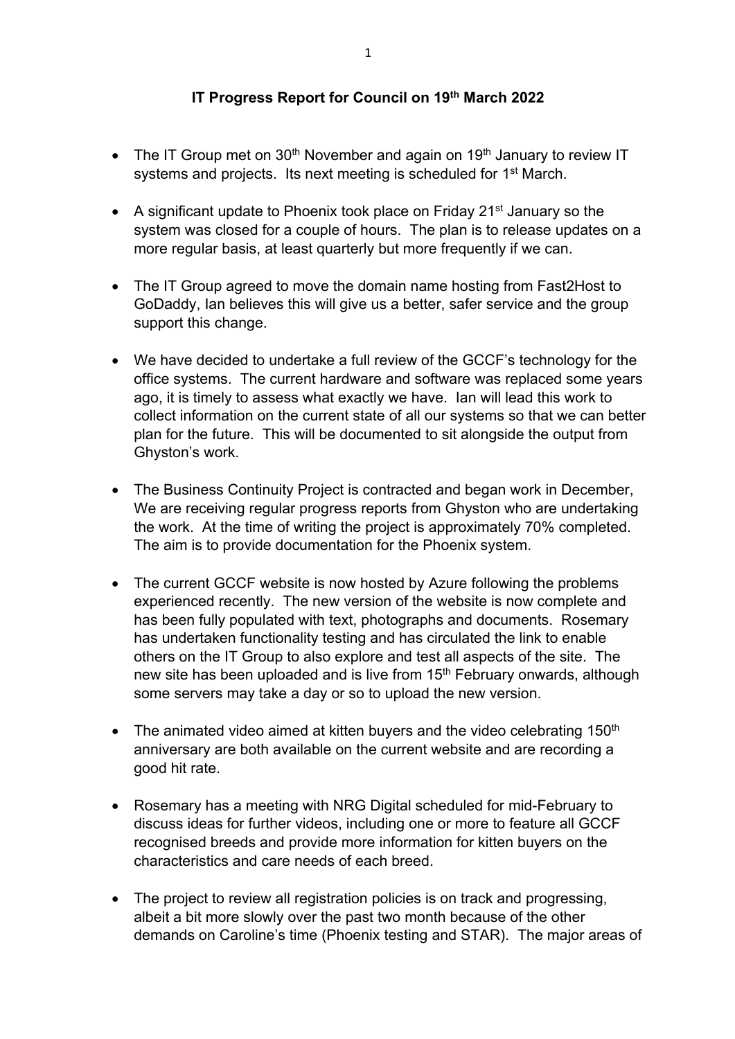**IT Progress Report for Council on 19th March 2022**

- The IT Group met on 30th November and again on 19th January to review IT systems and projects. Its next meeting is scheduled for 1st March.
- A significant update to Phoenix took place on Friday 21st January so the system was closed for a couple of hours. The plan is to release updates on a more regular basis, at least quarterly but more frequently if we can.
- The IT Group agreed to move the domain name hosting from Fast2Host to GoDaddy, Ian believes this will give us a better, safer service and the group support this change.
- We have decided to undertake a full review of the GCCF's technology for the office systems. The current hardware and software was replaced some years ago, it is timely to assess what exactly we have. Ian will lead this work to collect information on the current state of all our systems so that we can better plan for the future. This will be documented to sit alongside the output from Ghyston's work.
- The Business Continuity Project is contracted and began work in December, We are receiving regular progress reports from Ghyston who are undertaking the work. At the time of writing the project is approximately 70% completed. The aim is to provide documentation for the Phoenix system.
- The current GCCF website is now hosted by Azure following the problems experienced recently. The new version of the website is now complete and has been fully populated with text, photographs and documents. Rosemary has undertaken functionality testing and has circulated the link to enable others on the IT Group to also explore and test all aspects of the site. The new site has been uploaded and is live from 15th February onwards, although some servers may take a day or so to upload the new version.
- The animated video aimed at kitten buyers and the video celebrating 150th anniversary are both available on the current website and are recording a good hit rate.
- Rosemary has a meeting with NRG Digital scheduled for mid-February to discuss ideas for further videos, including one or more to feature all GCCF recognised breeds and provide more information for kitten buyers on the characteristics and care needs of each breed.
- The project to review all registration policies is on track and progressing, albeit a bit more slowly over the past two month because of the other demands on Caroline's time (Phoenix testing and STAR). The major areas of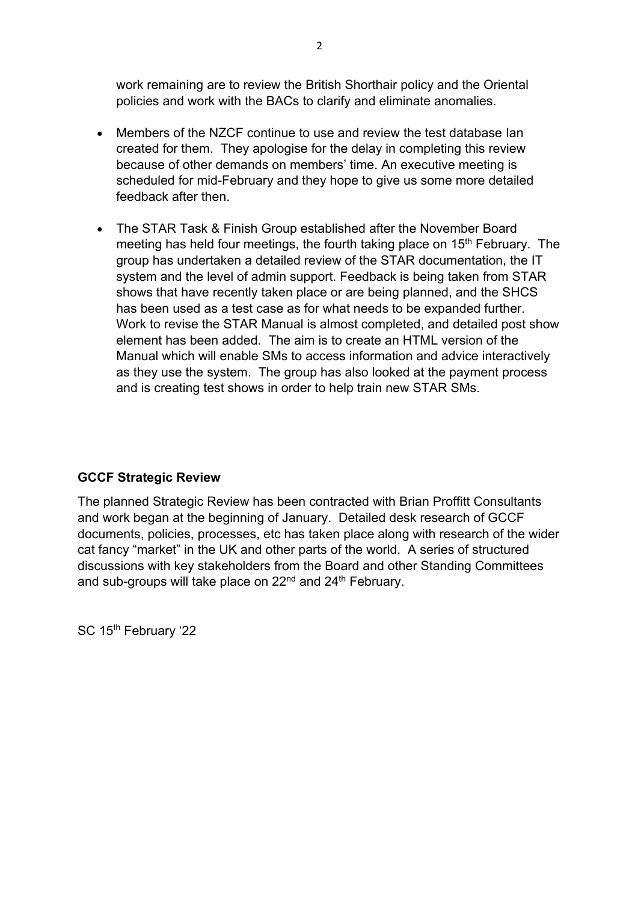work remaining are to review the British Shorthair policy and the Oriental policies and work with the BACs to clarify and eliminate anomalies.

- Members of the NZCF continue to use and review the test database Ian created for them. They apologise for the delay in completing this review because of other demands on members' time. An executive meeting is scheduled for mid-February and they hope to give us some more detailed feedback after then.

- The STAR Task & Finish Group established after the November Board meeting has held four meetings, the fourth taking place on 15th February. The group has undertaken a detailed review of the STAR documentation, the IT system and the level of admin support. Feedback is being taken from STAR shows that have recently taken place or are being planned, and the SHCS has been used as a test case as for what needs to be expanded further. Work to revise the STAR Manual is almost completed, and detailed post show element has been added. The aim is to create an HTML version of the Manual which will enable SMs to access information and advice interactively as they use the system. The group has also looked at the payment process and is creating test shows in order to help train new STAR SMs.

**GCCF Strategic Review**

The planned Strategic Review has been contracted with Brian Proffitt Consultants and work began at the beginning of January. Detailed desk research of GCCF documents, policies, processes, etc has taken place along with research of the wider cat fancy "market" in the UK and other parts of the world. A series of structured discussions with key stakeholders from the Board and other Standing Committees and sub-groups will take place on 22nd and 24th February.

SC 15th February '22